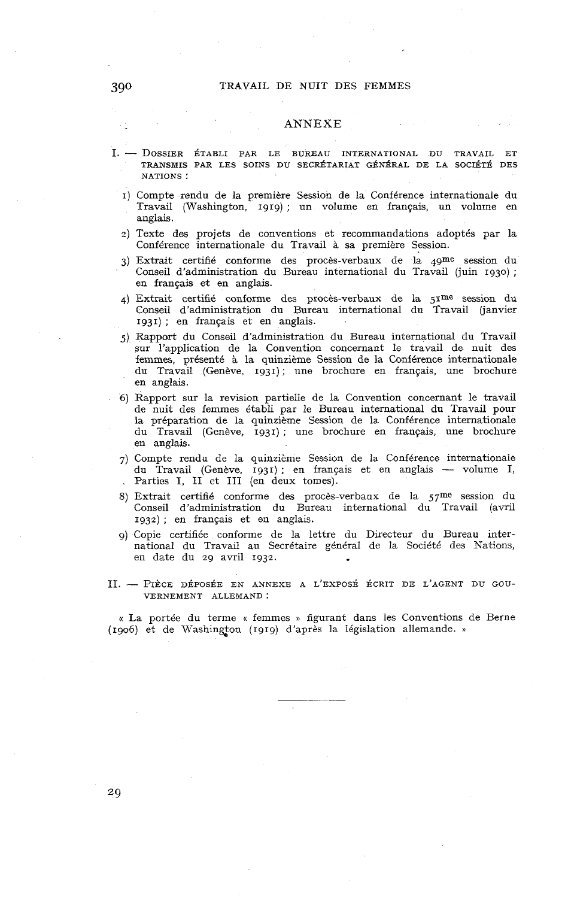## ANNEXE

I. — DOSSIER ÉTABLI PAR LE BUREAU INTERNATIONAL DU TRAVAIL ET TRANSMIS PAR LES SOINS DU SECRÉTARIAT GÉNÉRAL DE LA SOCIÉTÉ DES NATIONS :

1) Compte rendu de la première Session de la Conférence internationale du Travail (Washington, 1919) ; un volume en français, un volume en anglais.
2) Texte des projets de conventions et recommandations adoptés par la Conférence internationale du Travail à sa première Session.
3) Extrait certifié conforme des procès-verbaux de la 49me session du Conseil d'administration du Bureau international du Travail (juin 1930) ; en français et en anglais.
4) Extrait certifié conforme des procès-verbaux de la 51me session du Conseil d'administration du Bureau international du Travail (janvier 1931) ; en français et en anglais.
5) Rapport du Conseil d'administration du Bureau international du Travail sur l'application de la Convention concernant le travail de nuit des femmes, présenté à la quinzième Session de la Conférence internationale du Travail (Genève, 1931) ; une brochure en français, une brochure en anglais.
6) Rapport sur la revision partielle de la Convention concernant le travail de nuit des femmes établi par le Bureau international du Travail pour la préparation de la quinzième Session de la Conférence internationale du Travail (Genève, 1931) ; une brochure en français, une brochure en anglais.
7) Compte rendu de la quinzième Session de la Conférence internationale du Travail (Genève, 1931) ; en français et en anglais — volume I, Parties I, II et III (en deux tomes).
8) Extrait certifié conforme des procès-verbaux de la 57me session du Conseil d'administration du Bureau international du Travail (avril 1932) ; en français et en anglais.
9) Copie certifiée conforme de la lettre du Directeur du Bureau international du Travail au Secrétaire général de la Société des Nations, en date du 29 avril 1932.

II. — PIÈCE DÉPOSÉE EN ANNEXE A L'EXPOSÉ ÉCRIT DE L'AGENT DU GOUVERNEMENT ALLEMAND :

« La portée du terme « femmes » figurant dans les Conventions de Berne (1906) et de Washington (1919) d'après la législation allemande. »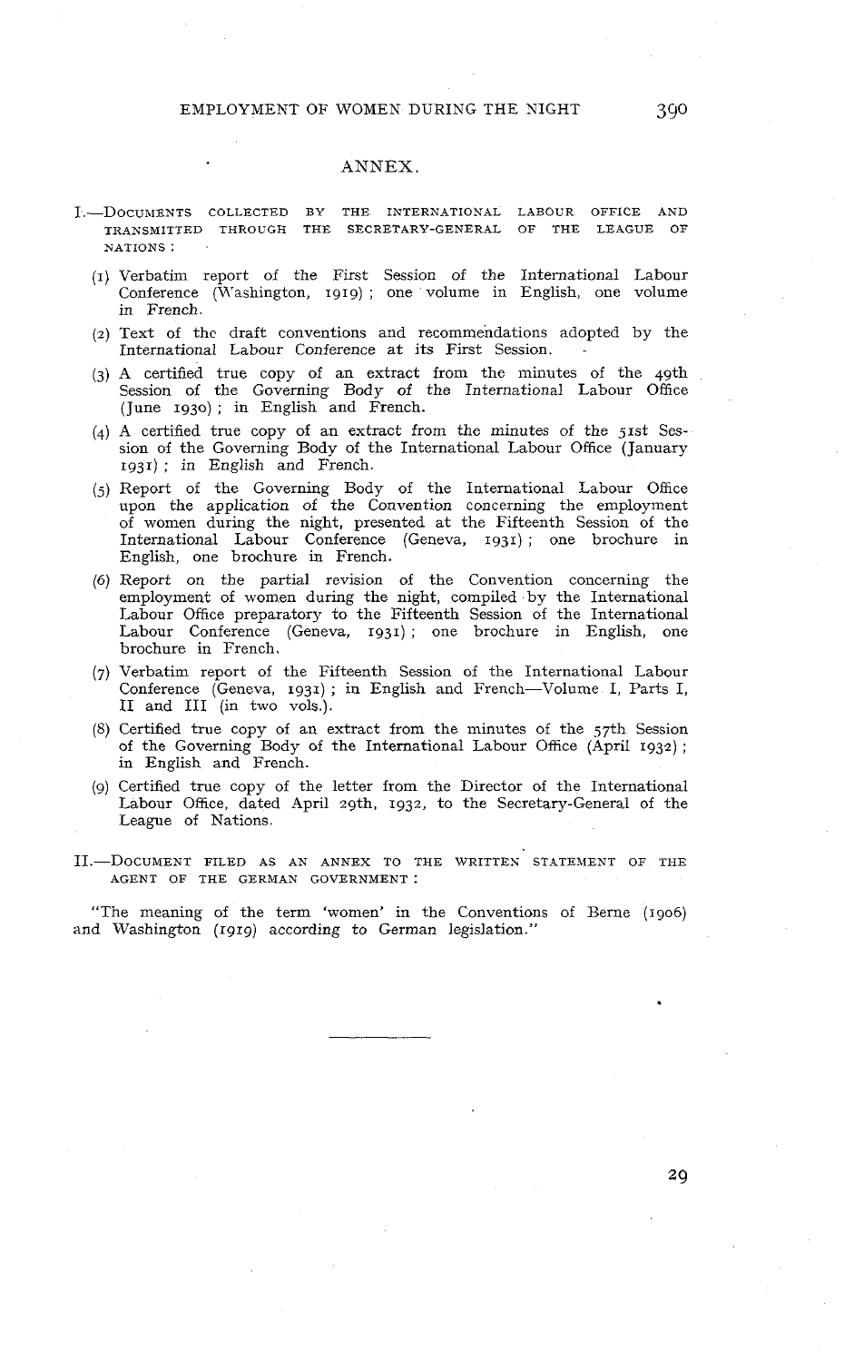## ANNEX.

I.—Documents collected by the International Labour Office and transmitted through the Secretary-General of the League of Nations :

(1) Verbatim report of the First Session of the International Labour Conference (Washington, 1919) ; one volume in English, one volume in French.

(2) Text of the draft conventions and recommendations adopted by the International Labour Conference at its First Session.

(3) A certified true copy of an extract from the minutes of the 49th Session of the Governing Body of the International Labour Office (June 1930) ; in English and French.

(4) A certified true copy of an extract from the minutes of the 51st Session of the Governing Body of the International Labour Office (January 1931) ; in English and French.

(5) Report of the Governing Body of the International Labour Office upon the application of the Convention concerning the employment of women during the night, presented at the Fifteenth Session of the International Labour Conference (Geneva, 1931) ; one brochure in English, one brochure in French.

(6) Report on the partial revision of the Convention concerning the employment of women during the night, compiled by the International Labour Office preparatory to the Fifteenth Session of the International Labour Conference (Geneva, 1931) ; one brochure in English, one brochure in French.

(7) Verbatim report of the Fifteenth Session of the International Labour Conference (Geneva, 1931) ; in English and French—Volume I, Parts I, II and III (in two vols.).

(8) Certified true copy of an extract from the minutes of the 57th Session of the Governing Body of the International Labour Office (April 1932) ; in English and French.

(9) Certified true copy of the letter from the Director of the International Labour Office, dated April 29th, 1932, to the Secretary-General of the League of Nations.

II.—Document filed as an annex to the written statement of the Agent of the German Government :

"The meaning of the term 'women' in the Conventions of Berne (1906) and Washington (1919) according to German legislation."